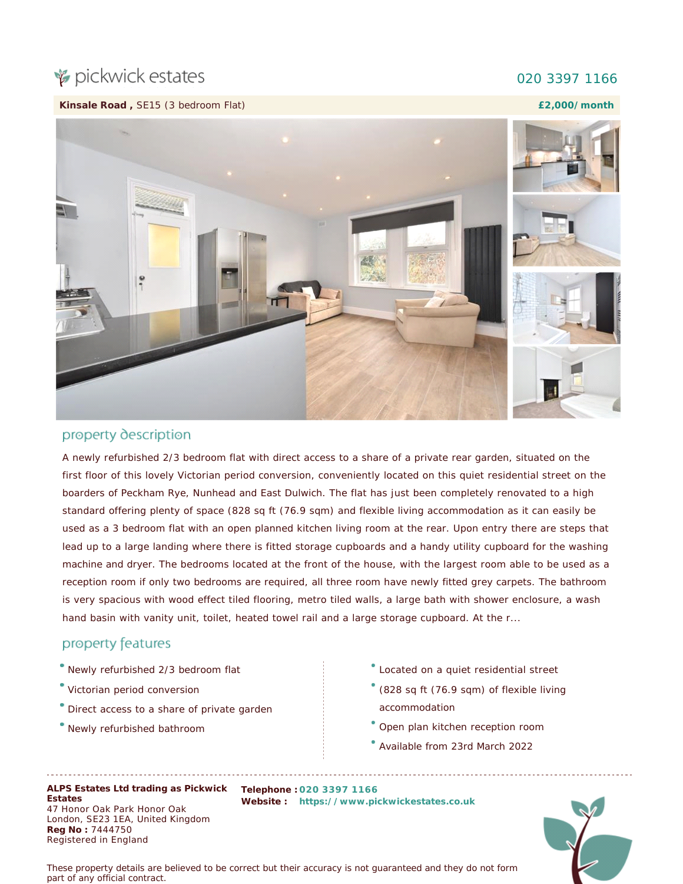pickwick estates

020 3397 1166

**Kinsale Road ,** SE15 (3 bedroom Flat) **£2,000/ month**

## property description

A newly refurbished 2/3 bedroom flat with direct access to a share of a private rear garden, situated on the first floor of this lovely Victorian period conversion, conveniently located on this quiet residential street on the boarders of Peckham Rye, Nunhead and East Dulwich. The flat has just been completely renovated to a high standard offering plenty of space (828 sq ft (76.9 sqm) and flexible living accommodation as it can easily be used as a 3 bedroom flat with an open planned kitchen living room at the rear. Upon entry there are steps that lead up to a large landing where there is fitted storage cupboards and a handy utility cupboard for the washing machine and dryer. The bedrooms located at the front of the house, with the largest room able to be used as a reception room if only two bedrooms are required, all three room have newly fitted grey carpets. The bathroom is very spacious with wood effect tiled flooring, metro tiled walls, a large bath with shower enclosure, a wash hand basin with vanity unit, toilet, heated towel rail and a large storage cupboard. At the r...

## property features

- Newly refurbished 2/3 bedroom flat
- Victorian period conversion
- Direct access to a share of private garden
- Newly refurbished bathroom
- Located on a quiet residential street
- (828 sq ft (76.9 sqm) of flexible living accommodation
- Open plan kitchen reception room
- Available from 23rd March 2022

**ALPS Estates Ltd trading as Pickwick Estates**
47 Honor Oak Park Honor Oak
London, SE23 1EA, United Kingdom
**Reg No :** 7444750
Registered in England

**Telephone :** 020 3397 1166
**Website :** https://www.pickwickestates.co.uk

These property details are believed to be correct but their accuracy is not guaranteed and they do not form part of any official contract.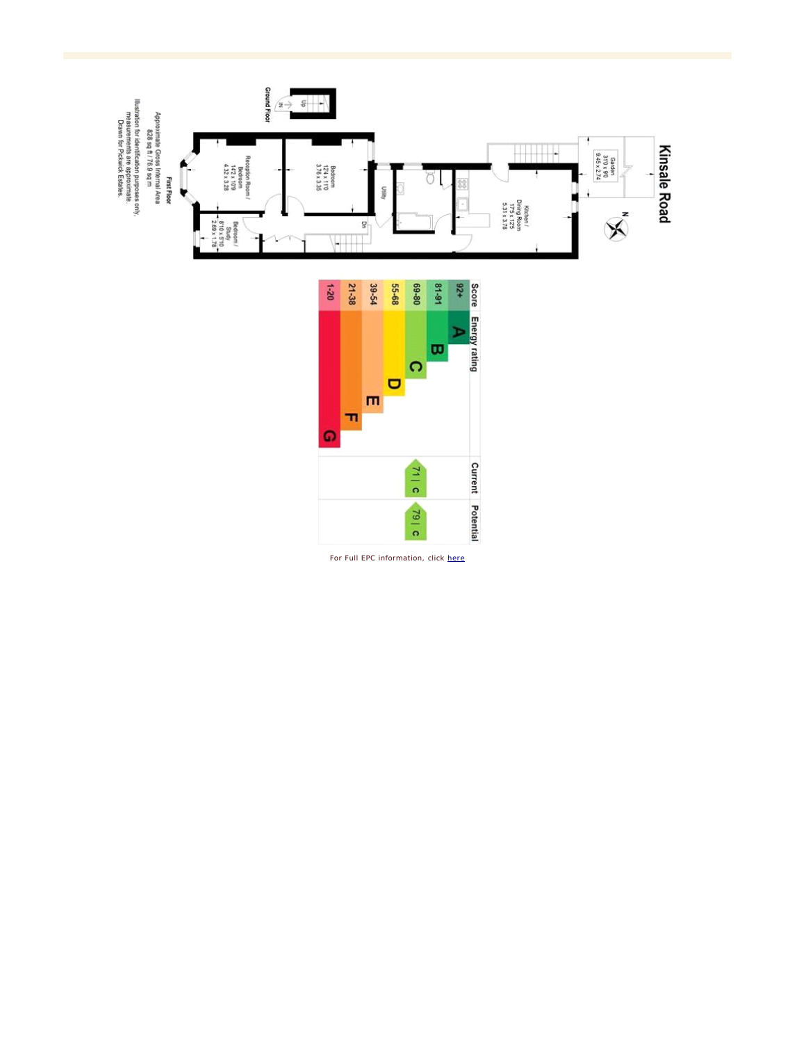Kinsale Road

N

Garden
31'0 x 9'0
9.45 x 2.74

Kitchen / Dining Room
17'5 x 12'5
5.31 x 3.78

Utility

Dn

Bedroom
12'4 x 11'0
3.76 x 3.35

Reception Room / Bedroom
14'2 x 10'9
4.32 x 3.28

Bedroom / Study
8'10 x 5'10
2.69 x 1.78

Up

N

Ground Floor

First Floor

Approximate Gross Internal Area
828 sq ft / 76.9 sq m

Illustration for identification purposes only, measurements are approximate.
Drawn for Pickwick Estates.

Score
Energy rating
Current
Potential

92+ A
81-91 B
69-80 C
55-68 D
39-54 E
21-38 F
1-20 G

71 | C
79 | C

For Full EPC information, click here